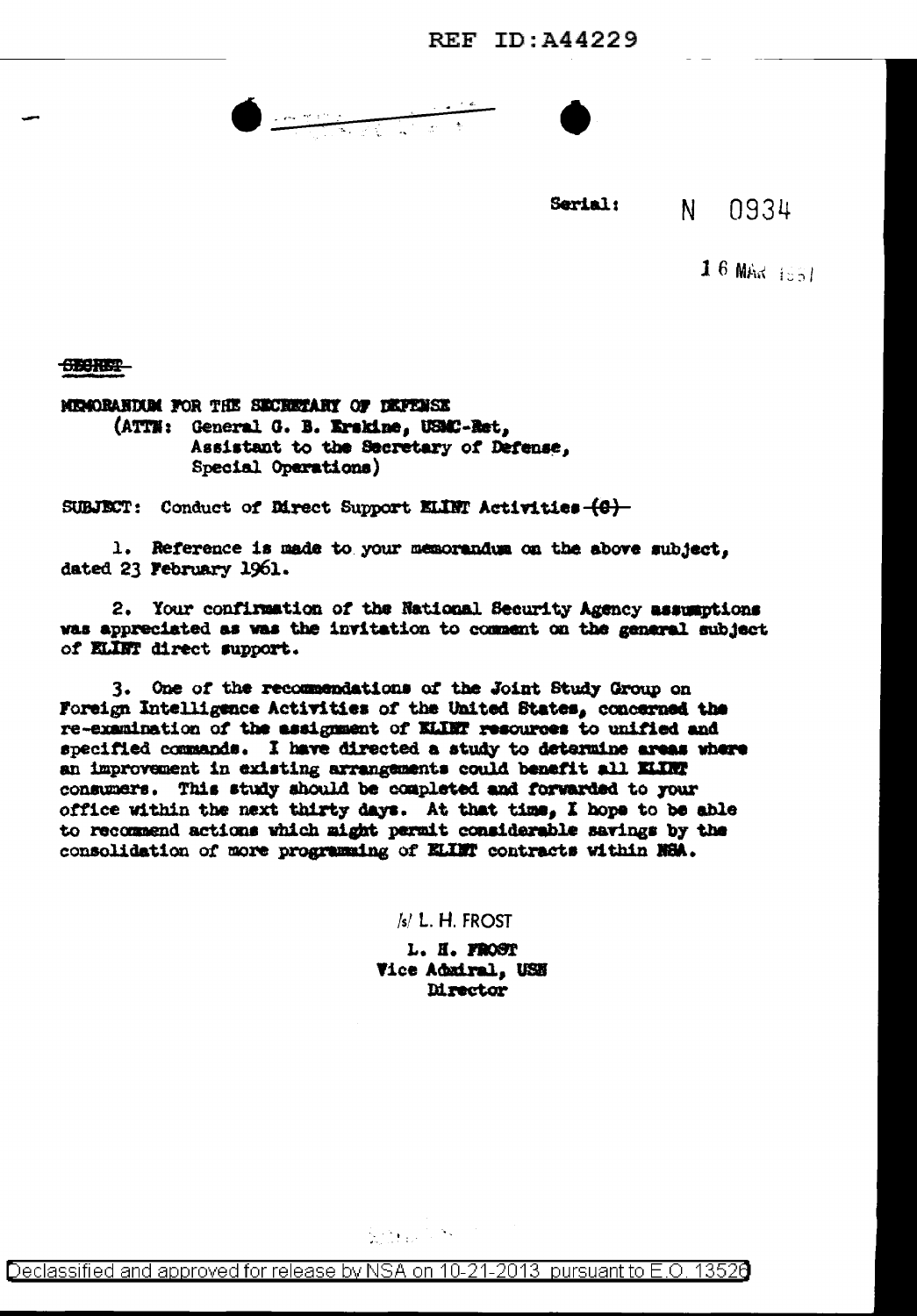Serial: N 0934

16 MAR 1961

~~SECRET~~

MEMORANDUM FOR THE SECRETARY OF DEFENSE
(ATTN: General G. B. Erskine, USMC-Ret,
Assistant to the Secretary of Defense,
Special Operations)

SUBJECT: Conduct of Direct Support ELINT Activities ~~(S)~~

1. Reference is made to your memorandum on the above subject, dated 23 February 1961.

2. Your confirmation of the National Security Agency assumptions was appreciated as was the invitation to comment on the general subject of ELINT direct support.

3. One of the recommendations of the Joint Study Group on Foreign Intelligence Activities of the United States, concerned the re-examination of the assignment of ELINT resources to unified and specified commands. I have directed a study to determine areas where an improvement in existing arrangements could benefit all ELINT consumers. This study should be completed and forwarded to your office within the next thirty days. At that time, I hope to be able to recommend actions which might permit considerable savings by the consolidation of more programming of ELINT contracts within NSA.

/s/ L. H. FROST

L. H. FROST
Vice Admiral, USN
Director

Declassified and approved for release by NSA on 10-21-2013 pursuant to E.O. 13526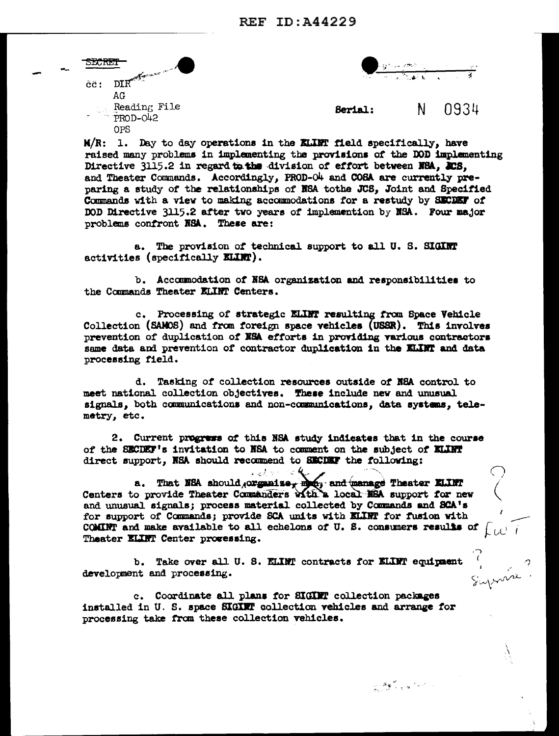SECRET

cc: DIR
AG
Reading File
PROD-042
OPS

Serial: N 0934

M/R: 1. Day to day operations in the ELINT field specifically, have raised many problems in implementing the provisions of the DOD implementing Directive 3115.2 in regard to the division of effort between NSA, JCS, and Theater Commands. Accordingly, PROD-04 and COSA are currently preparing a study of the relationships of NSA tothe JCS, Joint and Specified Commands with a view to making accommodations for a restudy by SECDEF of DOD Directive 3115.2 after two years of implemention by NSA. Four major problems confront NSA. These are:

a. The provision of technical support to all U. S. SIGINT activities (specifically ELINT).

b. Accommodation of NSA organization and responsibilities to the Commands Theater ELINT Centers.

c. Processing of strategic ELINT resulting from Space Vehicle Collection (SAMOS) and from foreign space vehicles (USSR). This involves prevention of duplication of NSA efforts in providing various contractors same data and prevention of contractor duplication in the ELINT and data processing field.

d. Tasking of collection resources outside of NSA control to meet national collection objectives. These include new and unusual signals, both communications and non-communications, data systems, telemetry, etc.

2. Current progress of this NSA study indicates that in the course of the SECDEF's invitation to NSA to comment on the subject of ELINT direct support, NSA should recommend to SECDEF the following:

a. That NSA should organize, man, and manage Theater ELINT Centers to provide Theater Commanders with a local NSA support for new and unusual signals; process material collected by Commands and SCA's for support of Commands; provide SCA units with ELINT for fusion with COMINT and make available to all echelons of U. S. consumers results of Theater ELINT Center processing.

b. Take over all U. S. ELINT contracts for ELINT equipment development and processing.

c. Coordinate all plans for SIGINT collection packages installed in U. S. space SIGINT collection vehicles and arrange for processing take from these collection vehicles.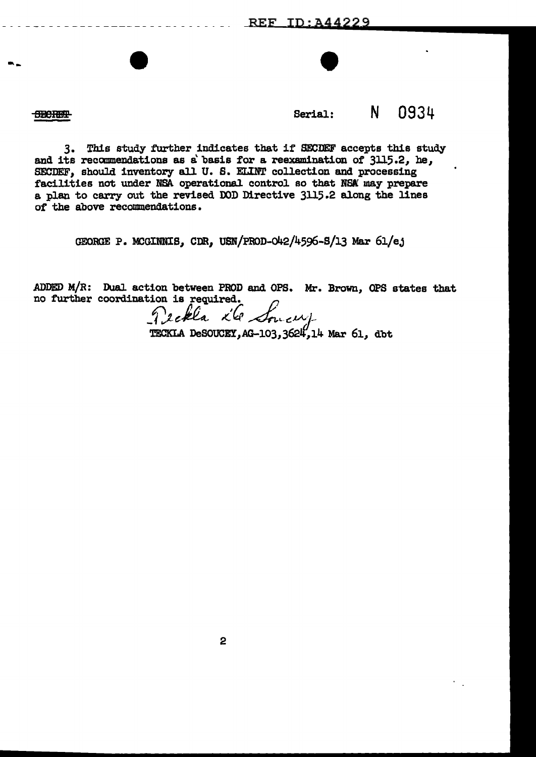REF ID:A44229

SECRET

Serial: N 0934

3. This study further indicates that if SECDEF accepts this study and its recommendations as a basis for a reexamination of 3115.2, he, SECDEF, should inventory all U. S. ELINT collection and processing facilities not under NSA operational control so that NSA may prepare a plan to carry out the revised DOD Directive 3115.2 along the lines of the above recommendations.

GEORGE P. MCGINNIS, CDR, USN/PROD-042/4596-S/13 Mar 61/ej

ADDED M/R: Dual action between PROD and OPS. Mr. Brown, OPS states that no further coordination is required.

Teckla DeSoucey

TECKLA DeSOUCEY, AG-103, 3624, 14 Mar 61, dbt